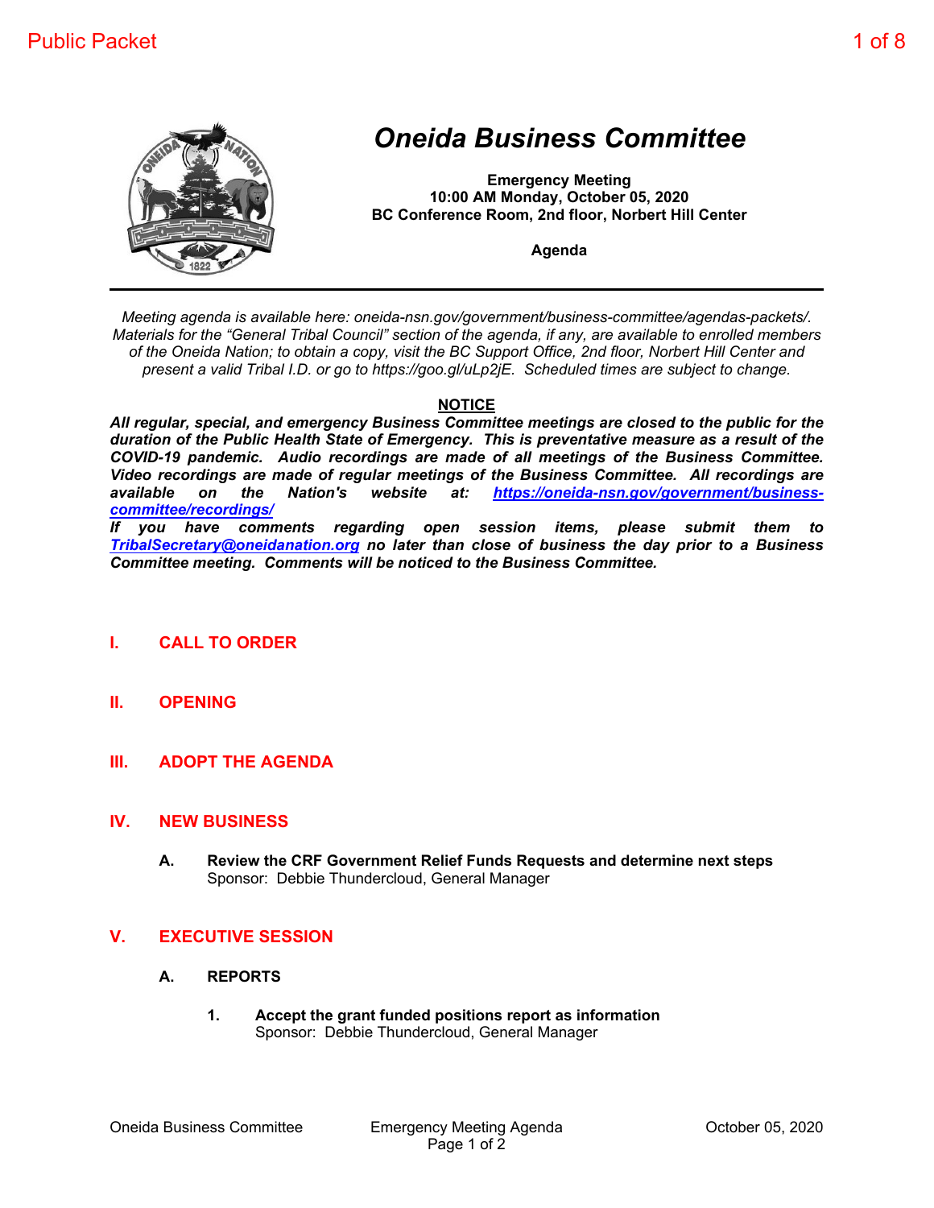# Oneida Business Committee

**Emergency Meeting**
**10:00 AM Monday, October 05, 2020**
**BC Conference Room, 2nd floor, Norbert Hill Center**

**Agenda**

---

*Meeting agenda is available here: oneida-nsn.gov/government/business-committee/agendas-packets/. Materials for the "General Tribal Council" section of the agenda, if any, are available to enrolled members of the Oneida Nation; to obtain a copy, visit the BC Support Office, 2nd floor, Norbert Hill Center and present a valid Tribal I.D. or go to https://goo.gl/uLp2jE. Scheduled times are subject to change.*

**NOTICE**

***All regular, special, and emergency Business Committee meetings are closed to the public for the duration of the Public Health State of Emergency. This is preventative measure as a result of the COVID-19 pandemic. Audio recordings are made of all meetings of the Business Committee. Video recordings are made of regular meetings of the Business Committee. All recordings are available on the Nation's website at: https://oneida-nsn.gov/government/business-committee/recordings/***

***If you have comments regarding open session items, please submit them to TribalSecretary@oneidanation.org no later than close of business the day prior to a Business Committee meeting. Comments will be noticed to the Business Committee.***

## I. CALL TO ORDER

## II. OPENING

## III. ADOPT THE AGENDA

## IV. NEW BUSINESS

**A. Review the CRF Government Relief Funds Requests and determine next steps**
Sponsor: Debbie Thundercloud, General Manager

## V. EXECUTIVE SESSION

### A. REPORTS

**1. Accept the grant funded positions report as information**
Sponsor: Debbie Thundercloud, General Manager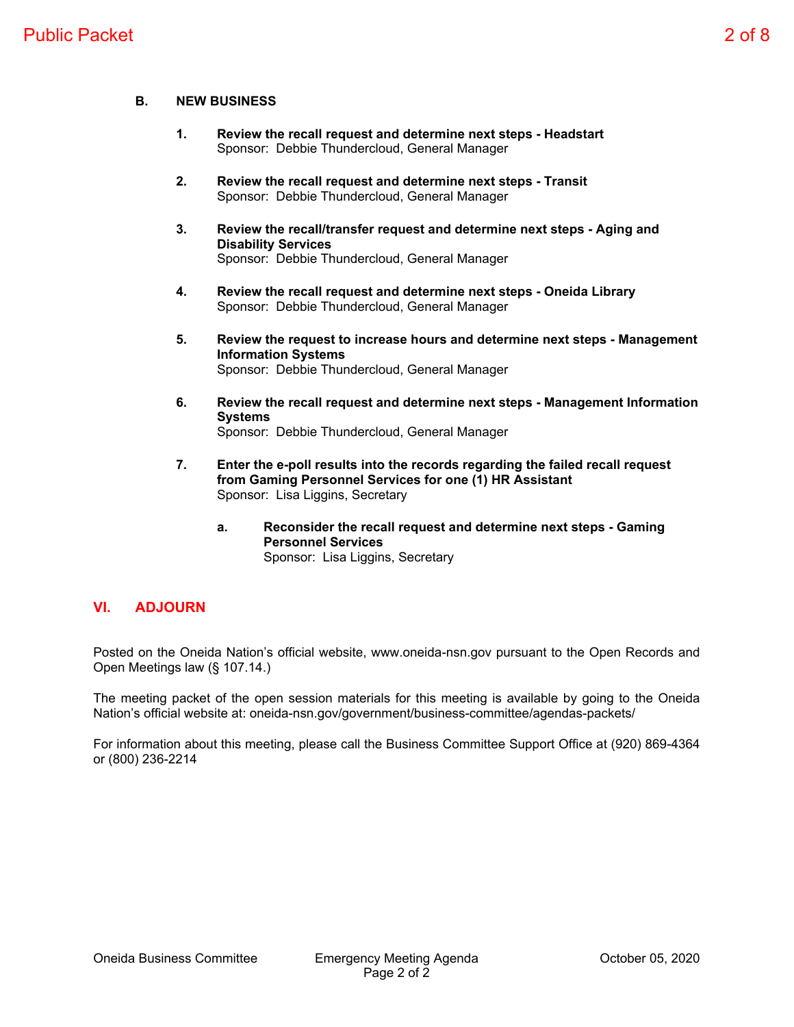**B. NEW BUSINESS**

1. **Review the recall request and determine next steps - Headstart**
   Sponsor: Debbie Thundercloud, General Manager

2. **Review the recall request and determine next steps - Transit**
   Sponsor: Debbie Thundercloud, General Manager

3. **Review the recall/transfer request and determine next steps - Aging and Disability Services**
   Sponsor: Debbie Thundercloud, General Manager

4. **Review the recall request and determine next steps - Oneida Library**
   Sponsor: Debbie Thundercloud, General Manager

5. **Review the request to increase hours and determine next steps - Management Information Systems**
   Sponsor: Debbie Thundercloud, General Manager

6. **Review the recall request and determine next steps - Management Information Systems**
   Sponsor: Debbie Thundercloud, General Manager

7. **Enter the e-poll results into the records regarding the failed recall request from Gaming Personnel Services for one (1) HR Assistant**
   Sponsor: Lisa Liggins, Secretary

   a. **Reconsider the recall request and determine next steps - Gaming Personnel Services**
      Sponsor: Lisa Liggins, Secretary

## VI. ADJOURN

Posted on the Oneida Nation's official website, www.oneida-nsn.gov pursuant to the Open Records and Open Meetings law (§ 107.14.)

The meeting packet of the open session materials for this meeting is available by going to the Oneida Nation's official website at: oneida-nsn.gov/government/business-committee/agendas-packets/

For information about this meeting, please call the Business Committee Support Office at (920) 869-4364 or (800) 236-2214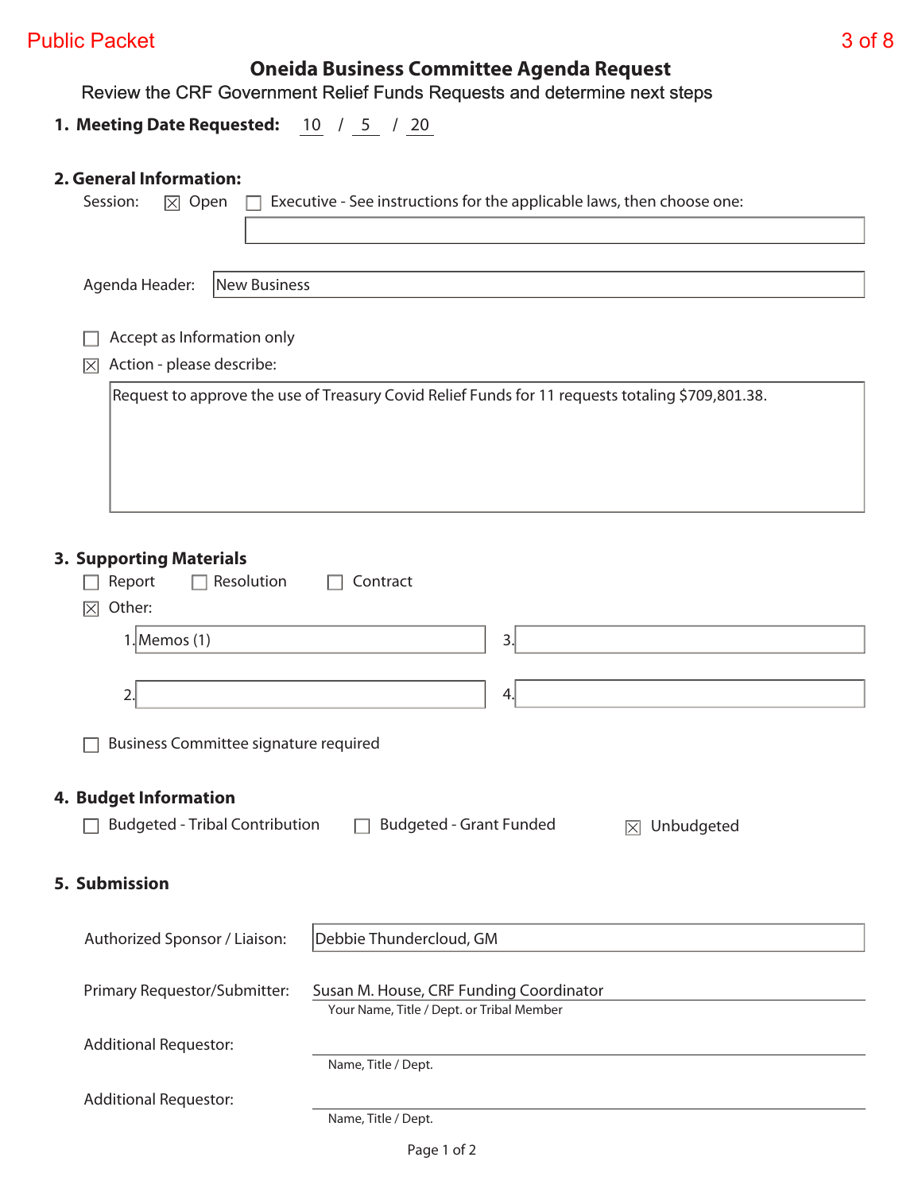# Oneida Business Committee Agenda Request

Review the CRF Government Relief Funds Requests and determine next steps

**1. Meeting Date Requested:** 10 / 5 / 20

## 2. General Information:

Session: ☒ Open ☐ Executive - See instructions for the applicable laws, then choose one:

Agenda Header: New Business

☐ Accept as Information only

☒ Action - please describe:

Request to approve the use of Treasury Covid Relief Funds for 11 requests totaling $709,801.38.

## 3. Supporting Materials

☐ Report ☐ Resolution ☐ Contract

☒ Other:

1. Memos (1)
2. 
3. 
4. 

☐ Business Committee signature required

## 4. Budget Information

☐ Budgeted - Tribal Contribution ☐ Budgeted - Grant Funded ☒ Unbudgeted

## 5. Submission

Authorized Sponsor / Liaison: Debbie Thundercloud, GM

Primary Requestor/Submitter: Susan M. House, CRF Funding Coordinator
Your Name, Title / Dept. or Tribal Member

Additional Requestor:
Name, Title / Dept.

Additional Requestor:
Name, Title / Dept.

Page 1 of 2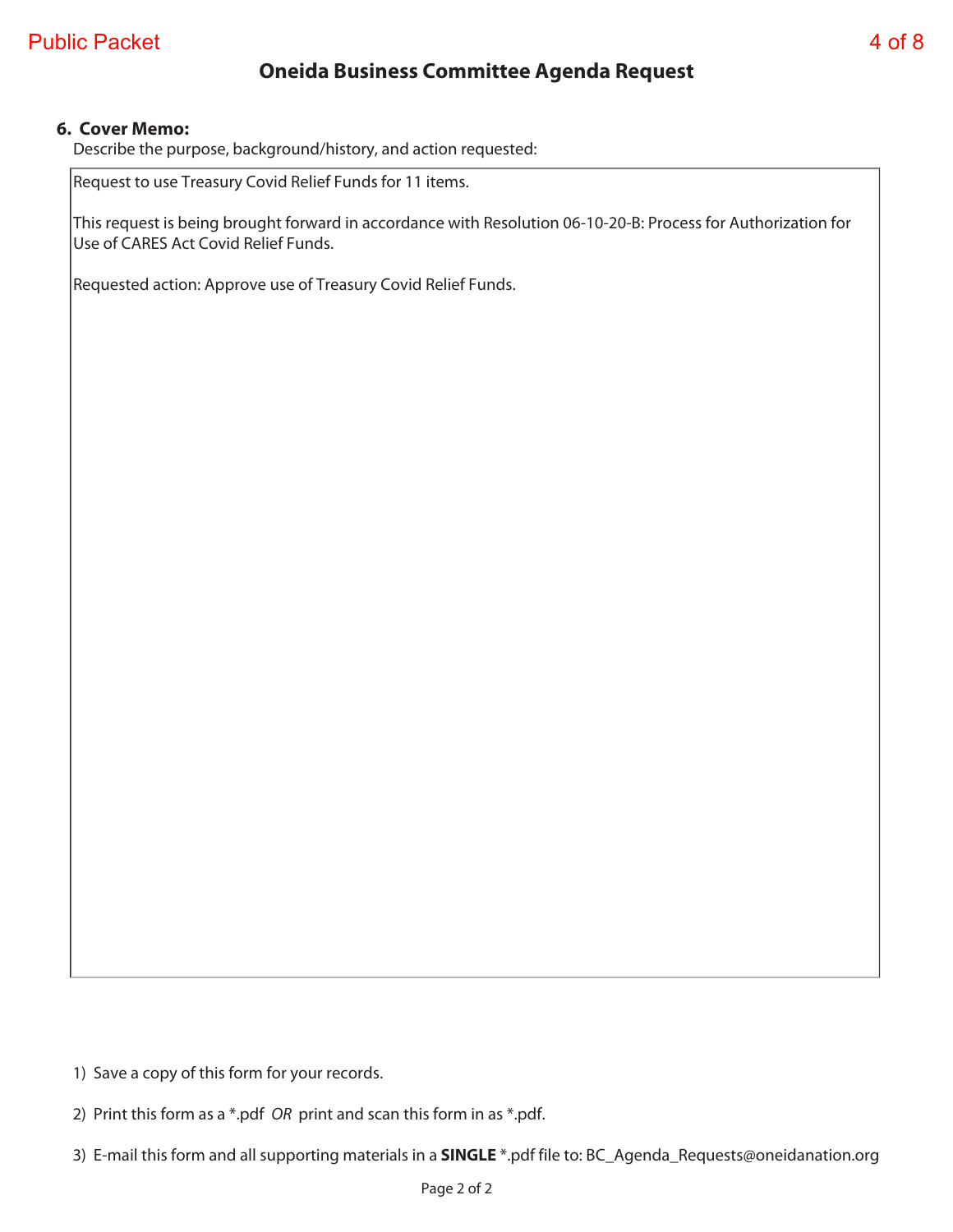# Oneida Business Committee Agenda Request

**6. Cover Memo:**

Describe the purpose, background/history, and action requested:

Request to use Treasury Covid Relief Funds for 11 items.

This request is being brought forward in accordance with Resolution 06-10-20-B: Process for Authorization for Use of CARES Act Covid Relief Funds.

Requested action: Approve use of Treasury Covid Relief Funds.

1) Save a copy of this form for your records.

2) Print this form as a *.pdf *OR* print and scan this form in as *.pdf.

3) E-mail this form and all supporting materials in a **SINGLE** *.pdf file to: BC_Agenda_Requests@oneidanation.org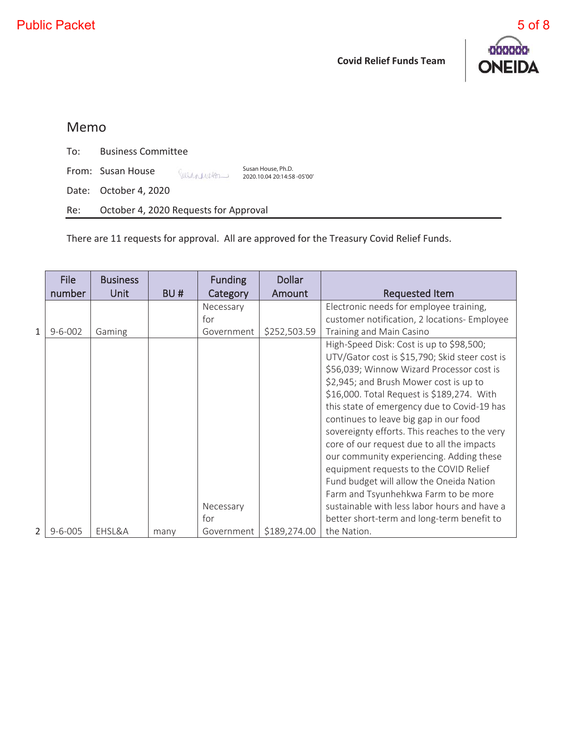Covid Relief Funds Team

ONEIDA

# Memo

To: Business Committee

From: Susan House — Susan House, Ph.D. 2020.10.04 20:14:58 -05'00'

Date: October 4, 2020

Re: October 4, 2020 Requests for Approval

There are 11 requests for approval. All are approved for the Treasury Covid Relief Funds.

| | File number | Business Unit | BU # | Funding Category | Dollar Amount | Requested Item |
|---|---|---|---|---|---|---|
| 1 | 9-6-002 | Gaming | | Necessary for Government | $252,503.59 | Electronic needs for employee training, customer notification, 2 locations- Employee Training and Main Casino |
| 2 | 9-6-005 | EHSL&A | many | Necessary for Government | $189,274.00 | High-Speed Disk: Cost is up to $98,500; UTV/Gator cost is $15,790; Skid steer cost is $56,039; Winnow Wizard Processor cost is $2,945; and Brush Mower cost is up to $16,000. Total Request is $189,274. With this state of emergency due to Covid-19 has continues to leave big gap in our food sovereignty efforts. This reaches to the very core of our request due to all the impacts our community experiencing. Adding these equipment requests to the COVID Relief Fund budget will allow the Oneida Nation Farm and Tsyunhehkwa Farm to be more sustainable with less labor hours and have a better short-term and long-term benefit to the Nation. |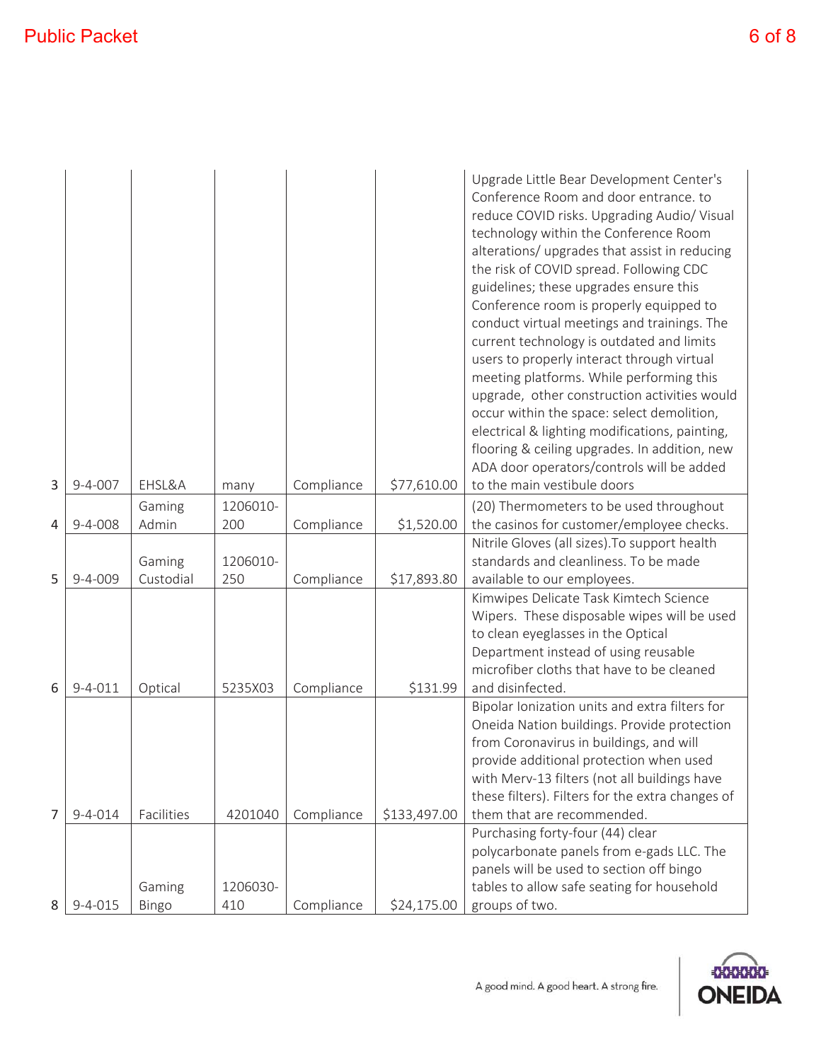| | | | | | | |
|---|---|---|---|---|---|---|
| 3 | 9-4-007 | EHSL&A | many | Compliance | $77,610.00 | Upgrade Little Bear Development Center's Conference Room and door entrance. to reduce COVID risks. Upgrading Audio/ Visual technology within the Conference Room alterations/ upgrades that assist in reducing the risk of COVID spread. Following CDC guidelines; these upgrades ensure this Conference room is properly equipped to conduct virtual meetings and trainings. The current technology is outdated and limits users to properly interact through virtual meeting platforms. While performing this upgrade, other construction activities would occur within the space: select demolition, electrical & lighting modifications, painting, flooring & ceiling upgrades. In addition, new ADA door operators/controls will be added to the main vestibule doors |
| 4 | 9-4-008 | Gaming Admin | 1206010-200 | Compliance | $1,520.00 | (20) Thermometers to be used throughout the casinos for customer/employee checks. |
| 5 | 9-4-009 | Gaming Custodial | 1206010-250 | Compliance | $17,893.80 | Nitrile Gloves (all sizes).To support health standards and cleanliness. To be made available to our employees. |
| 6 | 9-4-011 | Optical | 5235X03 | Compliance | $131.99 | Kimwipes Delicate Task Kimtech Science Wipers. These disposable wipes will be used to clean eyeglasses in the Optical Department instead of using reusable microfiber cloths that have to be cleaned and disinfected. |
| 7 | 9-4-014 | Facilities | 4201040 | Compliance | $133,497.00 | Bipolar Ionization units and extra filters for Oneida Nation buildings. Provide protection from Coronavirus in buildings, and will provide additional protection when used with Merv-13 filters (not all buildings have these filters). Filters for the extra changes of them that are recommended. |
| 8 | 9-4-015 | Gaming Bingo | 1206030-410 | Compliance | $24,175.00 | Purchasing forty-four (44) clear polycarbonate panels from e-gads LLC. The panels will be used to section off bingo tables to allow safe seating for household groups of two. |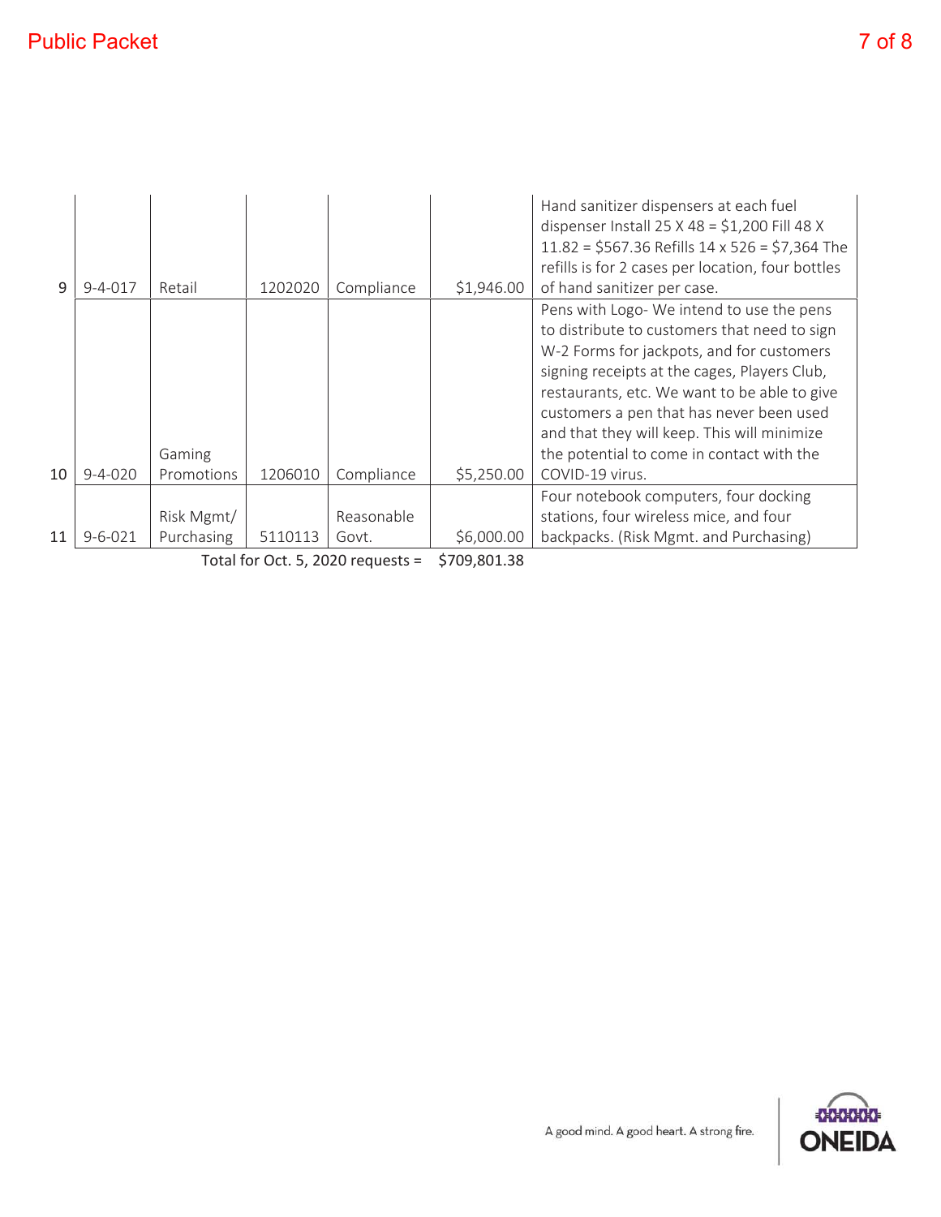| | | | | | | |
|---|---|---|---|---|---|---|
| 9 | 9-4-017 | Retail | 1202020 | Compliance | $1,946.00 | Hand sanitizer dispensers at each fuel dispenser Install 25 X 48 = $1,200 Fill 48 X 11.82 = $567.36 Refills 14 x 526 = $7,364 The refills is for 2 cases per location, four bottles of hand sanitizer per case. |
| 10 | 9-4-020 | Gaming Promotions | 1206010 | Compliance | $5,250.00 | Pens with Logo- We intend to use the pens to distribute to customers that need to sign W-2 Forms for jackpots, and for customers signing receipts at the cages, Players Club, restaurants, etc. We want to be able to give customers a pen that has never been used and that they will keep. This will minimize the potential to come in contact with the COVID-19 virus. |
| 11 | 9-6-021 | Risk Mgmt/ Purchasing | 5110113 | Reasonable Govt. | $6,000.00 | Four notebook computers, four docking stations, four wireless mice, and four backpacks. (Risk Mgmt. and Purchasing) |
| | | | | Total for Oct. 5, 2020 requests = | $709,801.38 | |

A good mind. A good heart. A strong fire.

ONEIDA